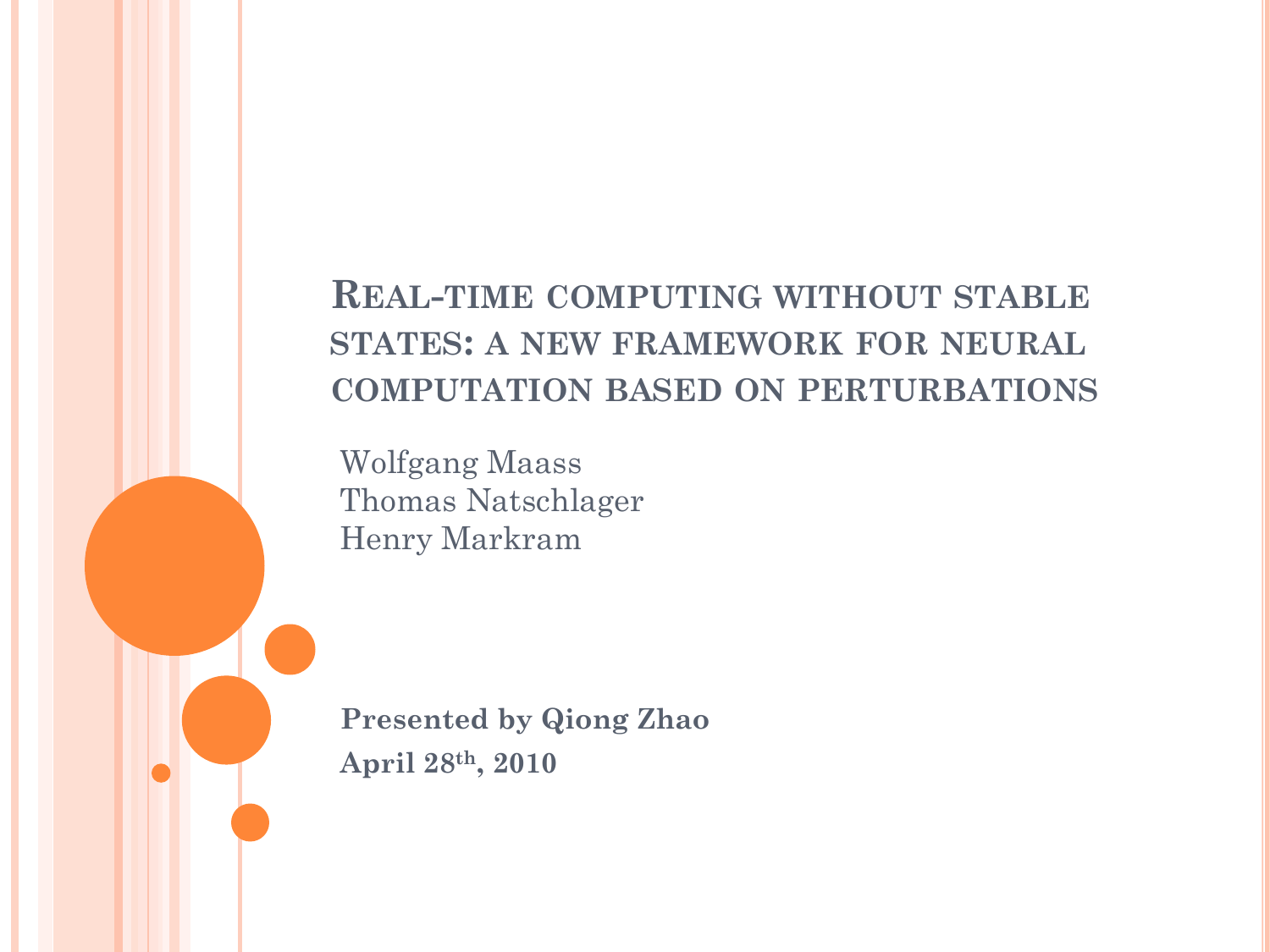# Real-time computing without stable states: a new framework for neural computation based on perturbations

Wolfgang Maass
Thomas Natschlager
Henry Markram

**Presented by Qiong Zhao**

**April 28th, 2010**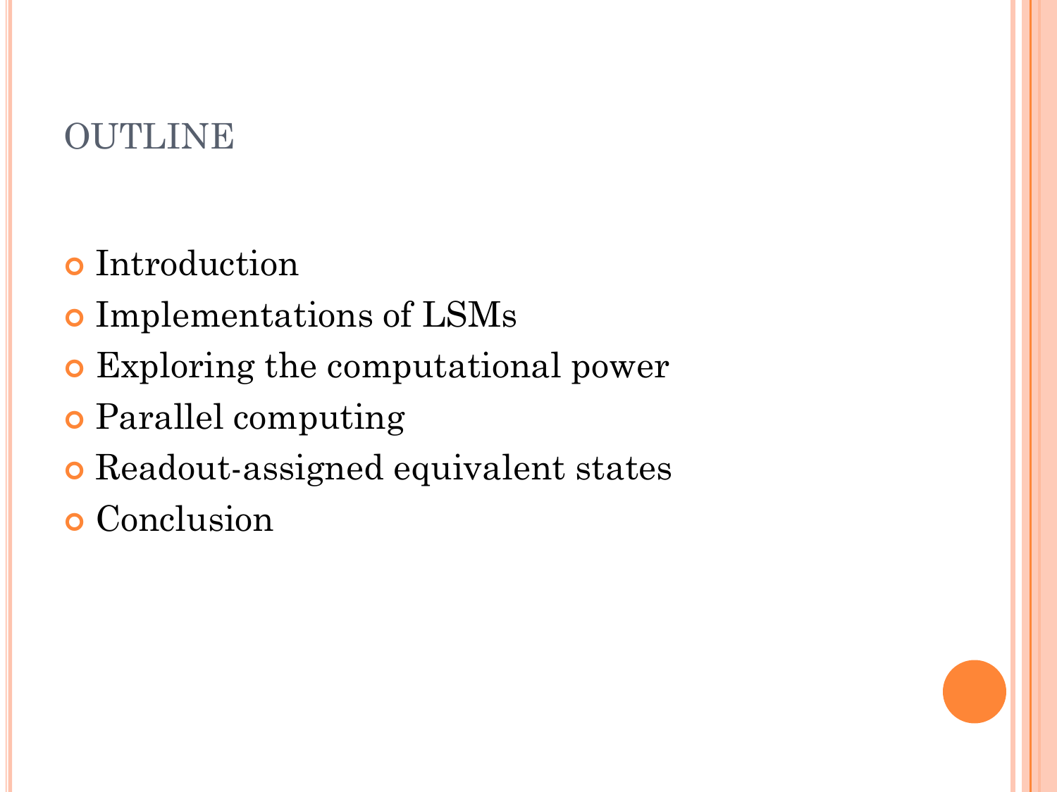# OUTLINE

- Introduction
- Implementations of LSMs
- Exploring the computational power
- Parallel computing
- Readout-assigned equivalent states
- Conclusion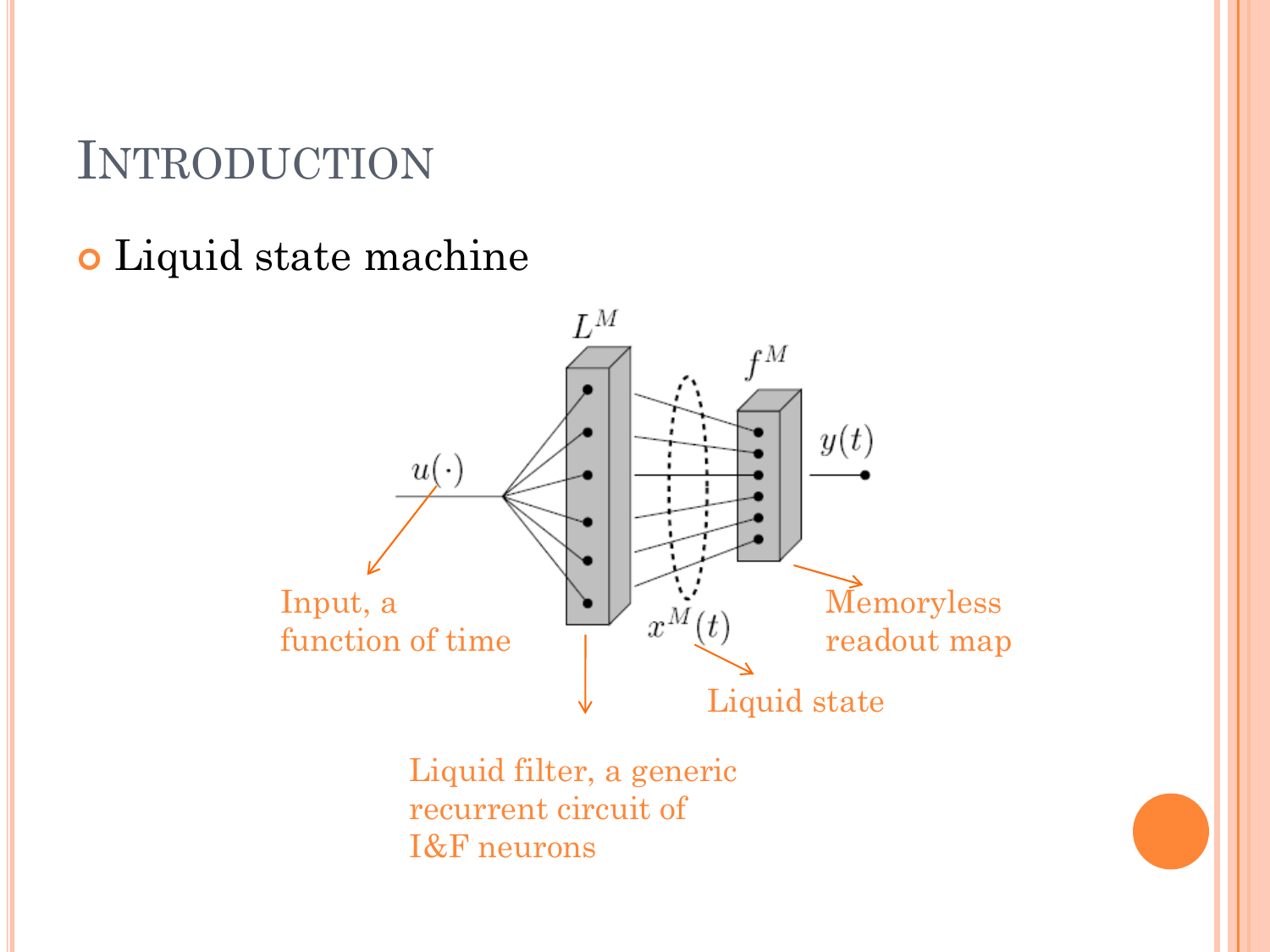# Introduction

- Liquid state machine

$L^M$

$f^M$

$u(\cdot)$

$y(t)$

$x^M(t)$

Input, a function of time

Liquid filter, a generic recurrent circuit of I&F neurons

Liquid state

Memoryless readout map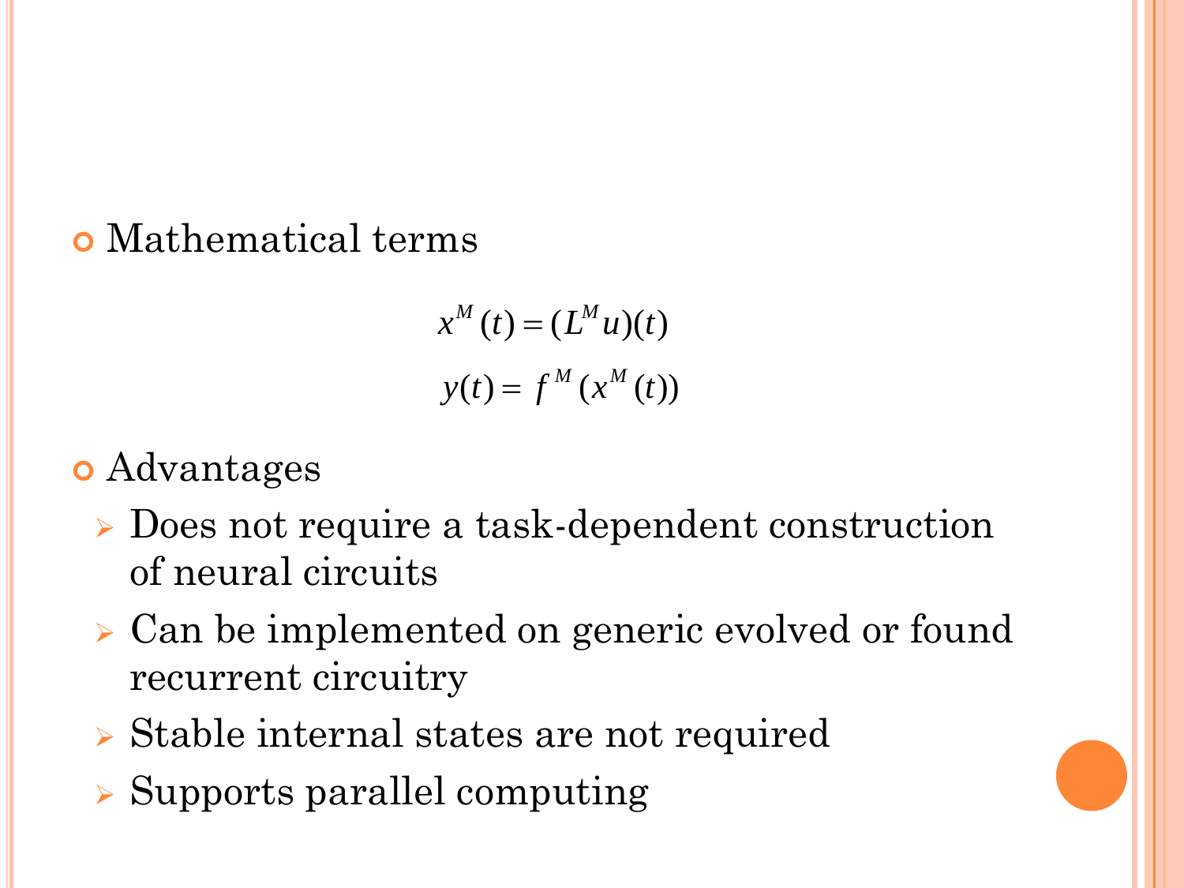- Mathematical terms

$$x^M(t) = (L^M u)(t)$$

$$y(t) = f^M(x^M(t))$$

- Advantages
  - Does not require a task-dependent construction of neural circuits
  - Can be implemented on generic evolved or found recurrent circuitry
  - Stable internal states are not required
  - Supports parallel computing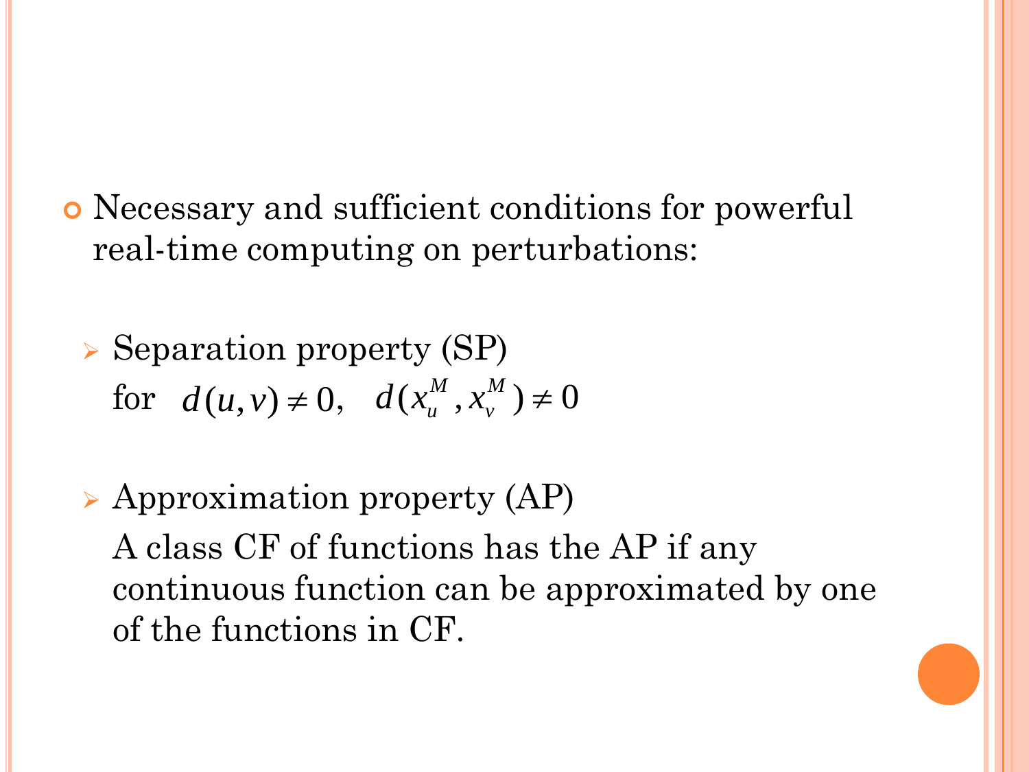- Necessary and sufficient conditions for powerful real-time computing on perturbations:

  - Separation property (SP)

    for $d(u,v) \neq 0, \quad d(x_u^M, x_v^M) \neq 0$

  - Approximation property (AP)

    A class CF of functions has the AP if any continuous function can be approximated by one of the functions in CF.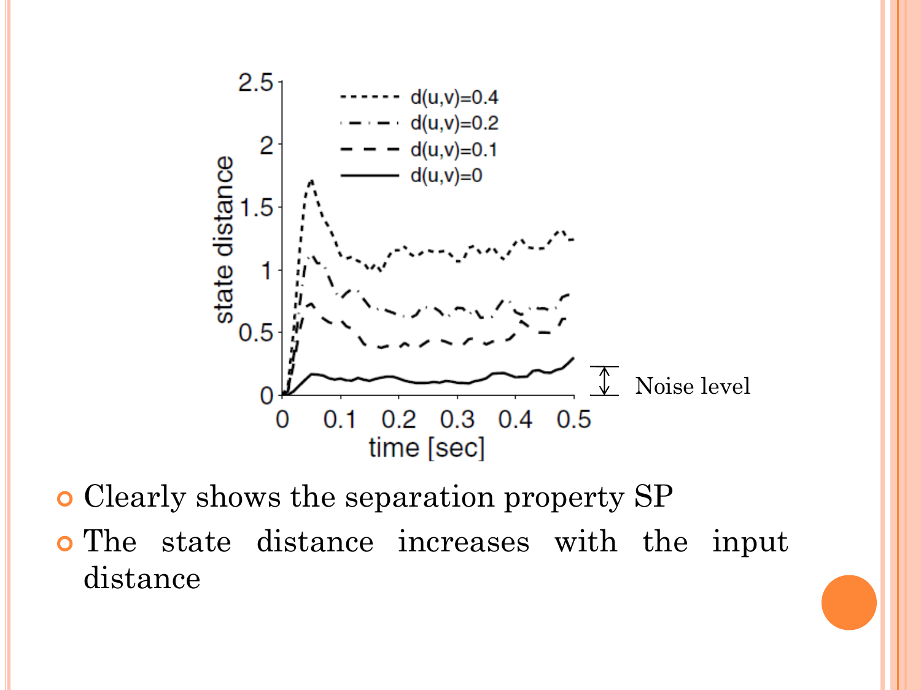- Clearly shows the separation property SP
- The state distance increases with the input distance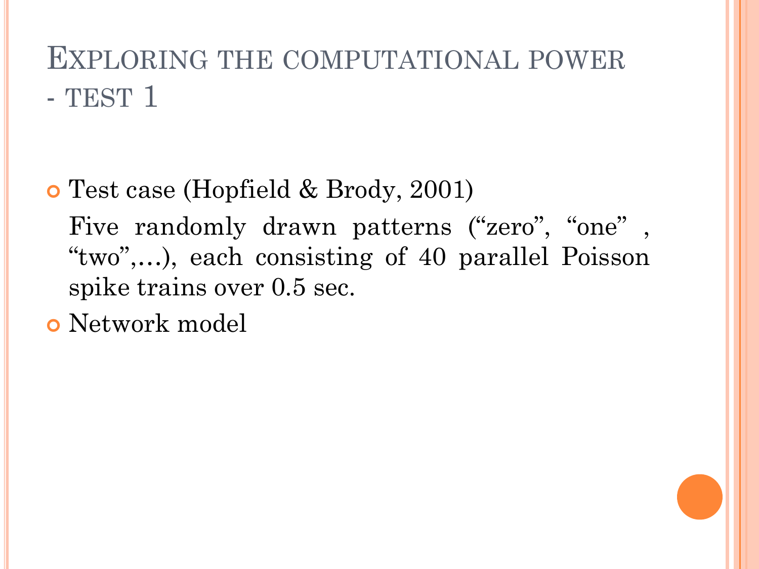# Exploring the computational power - test 1

- Test case (Hopfield & Brody, 2001)

  Five randomly drawn patterns (“zero”, “one” , “two”,…), each consisting of 40 parallel Poisson spike trains over 0.5 sec.

- Network model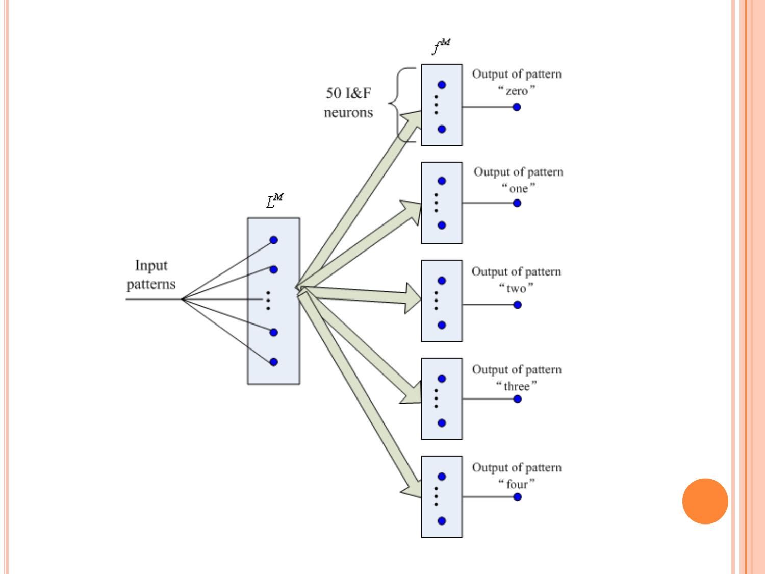$f^M$

50 I&F neurons

Output of pattern "zero"

Output of pattern "one"

Output of pattern "two"

Output of pattern "three"

Output of pattern "four"

$L^M$

Input patterns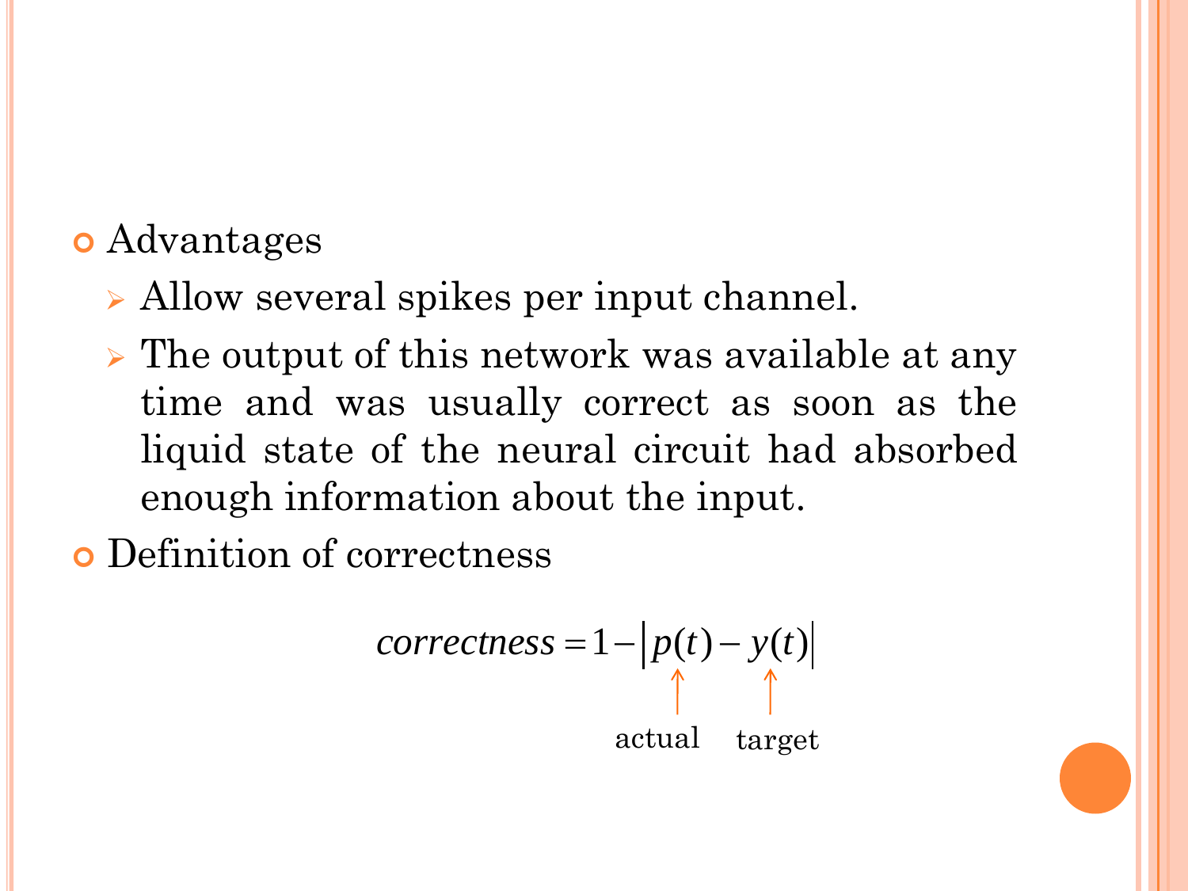- Advantages
  - Allow several spikes per input channel.
  - The output of this network was available at any time and was usually correct as soon as the liquid state of the neural circuit had absorbed enough information about the input.
- Definition of correctness

$$correctness = 1 - \left| \underset{\text{actual}}{p(t)} - \underset{\text{target}}{y(t)} \right|$$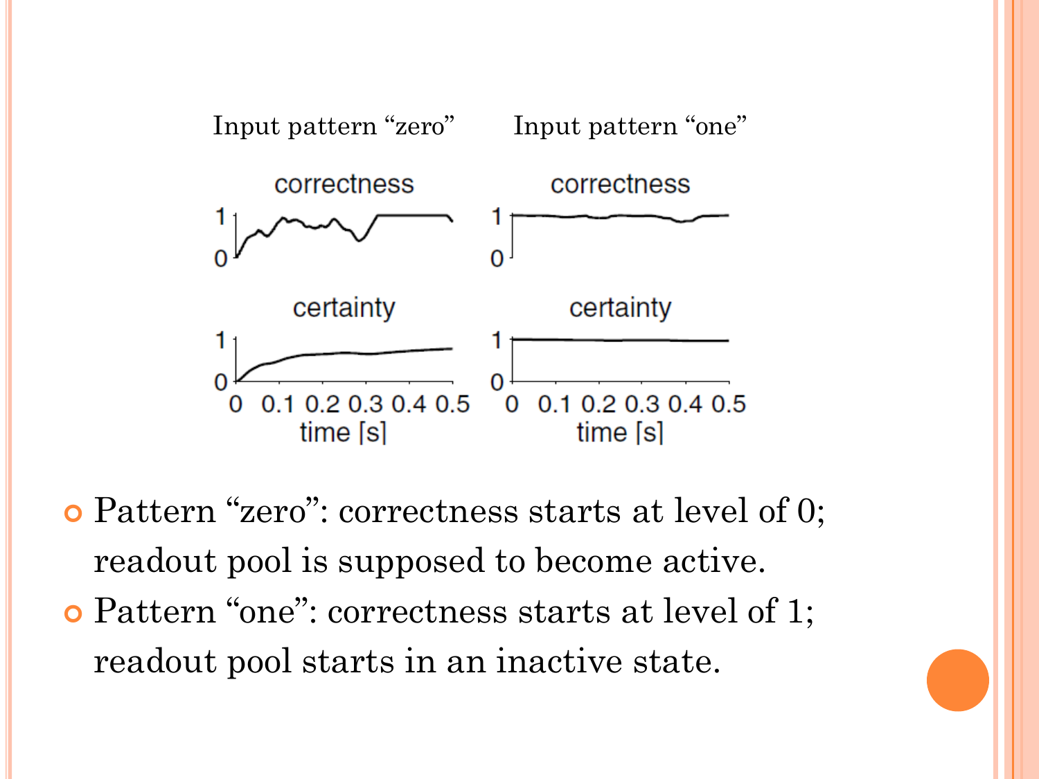Input pattern "zero"

Input pattern "one"

- Pattern "zero": correctness starts at level of 0; readout pool is supposed to become active.
- Pattern "one": correctness starts at level of 1; readout pool starts in an inactive state.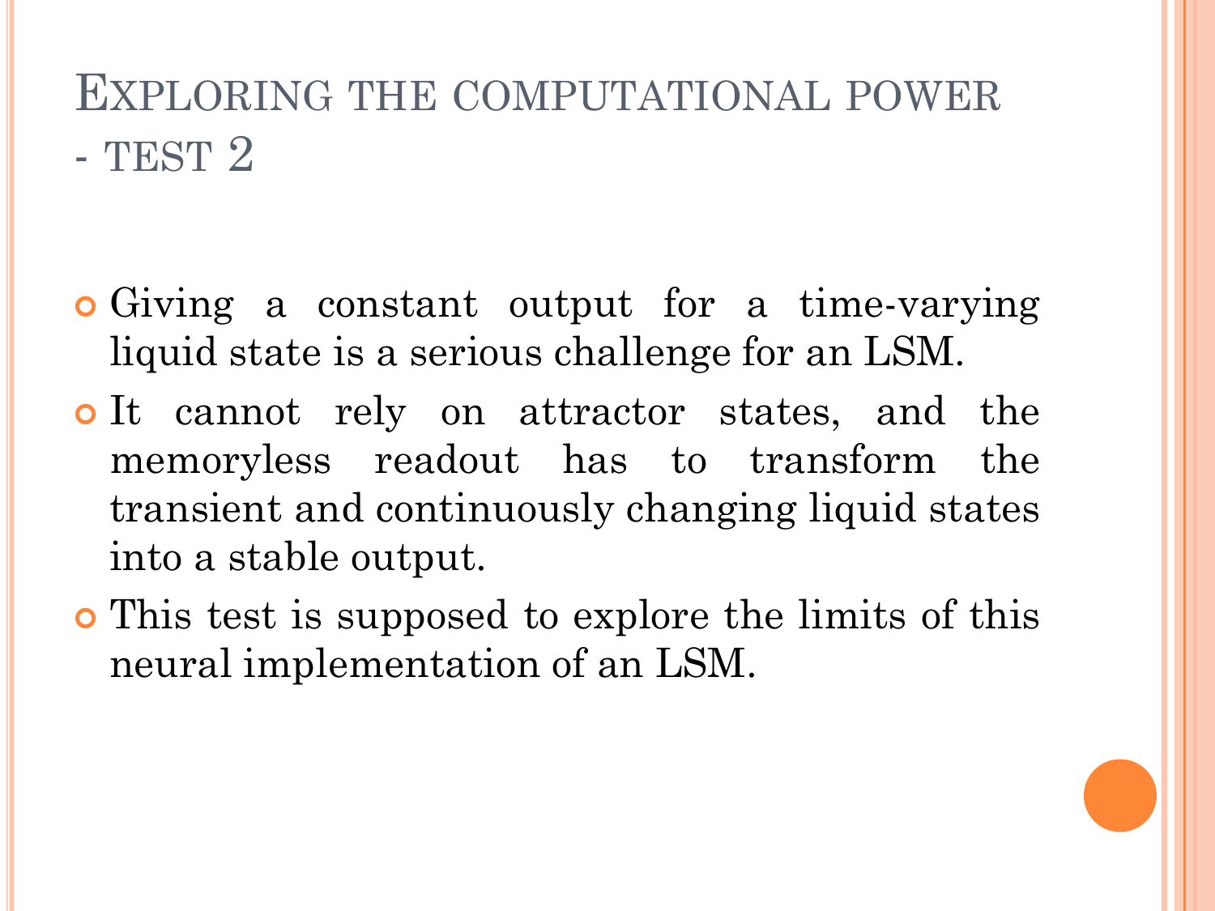# Exploring the computational power - test 2

- Giving a constant output for a time-varying liquid state is a serious challenge for an LSM.
- It cannot rely on attractor states, and the memoryless readout has to transform the transient and continuously changing liquid states into a stable output.
- This test is supposed to explore the limits of this neural implementation of an LSM.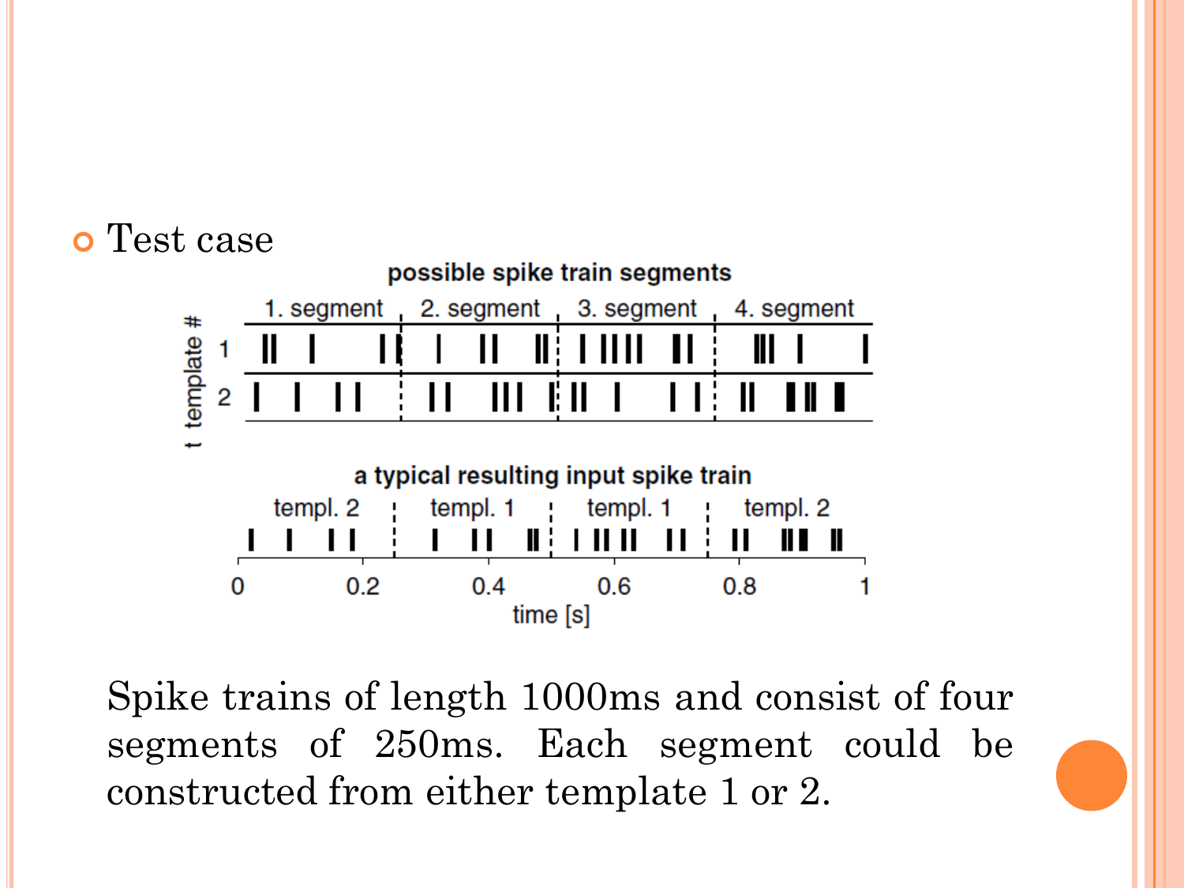- Test case

Spike trains of length 1000ms and consist of four segments of 250ms. Each segment could be constructed from either template 1 or 2.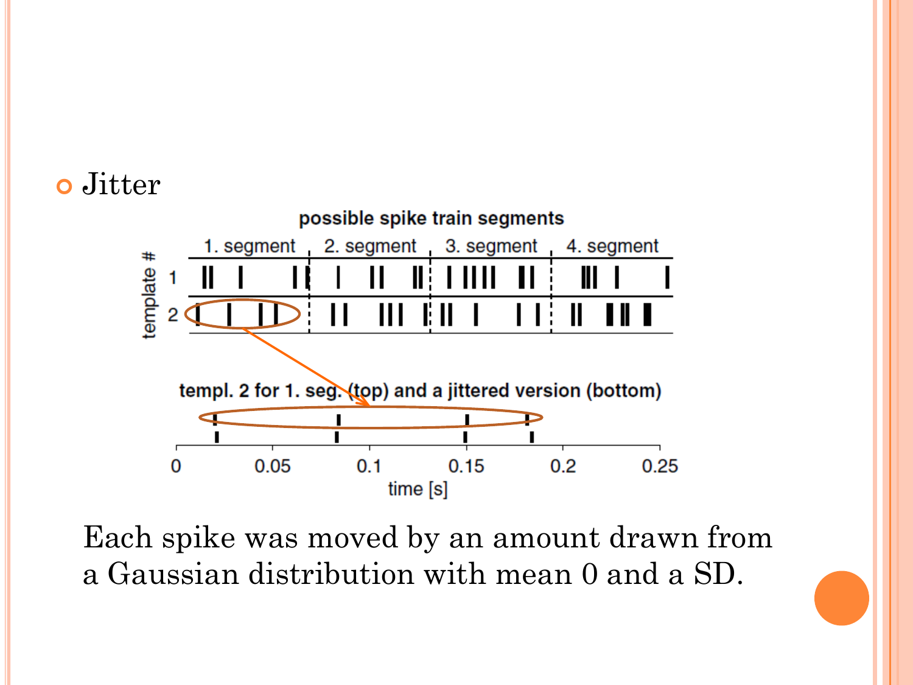- Jitter

Each spike was moved by an amount drawn from a Gaussian distribution with mean 0 and a SD.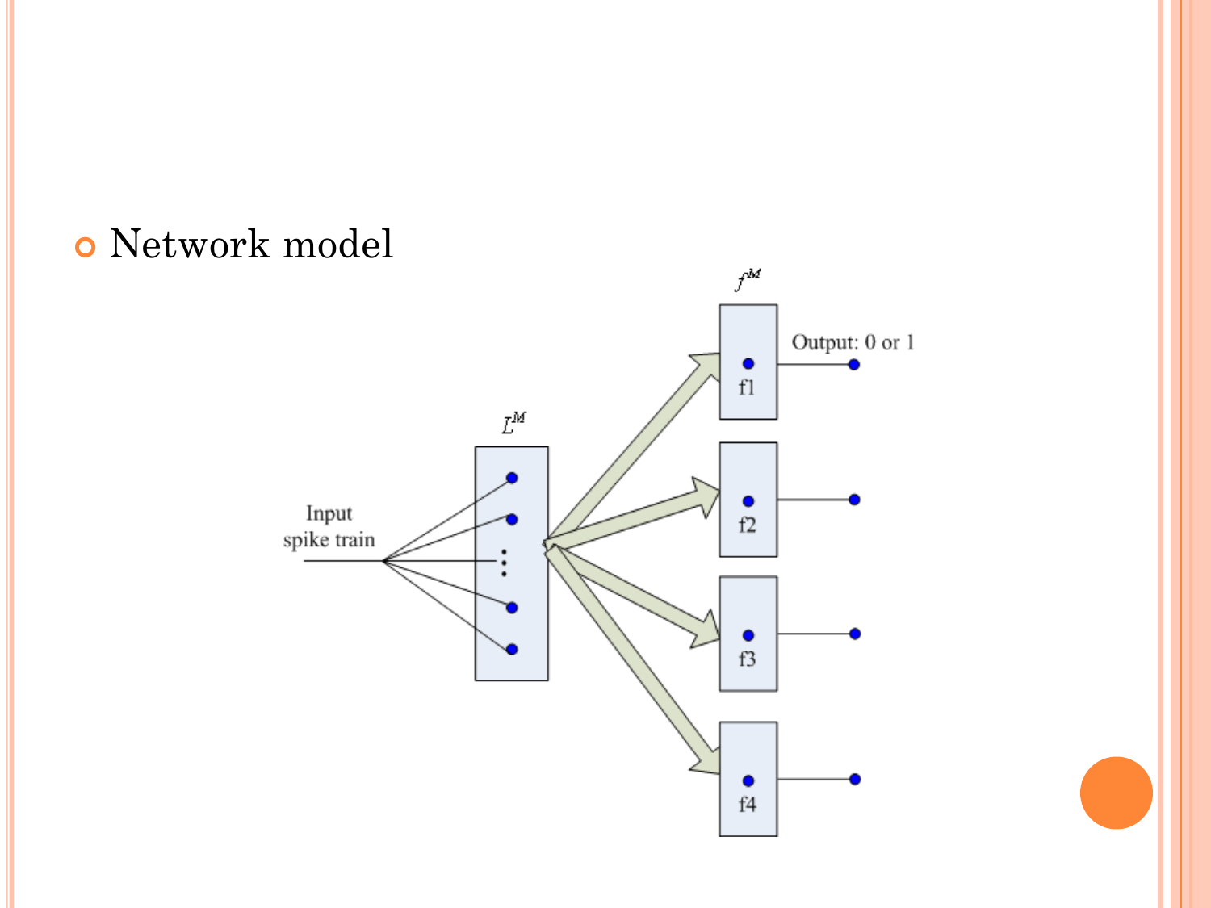- Network model

Input spike train

$L^M$

$f^M$

f1

f2

f3

f4

Output: 0 or 1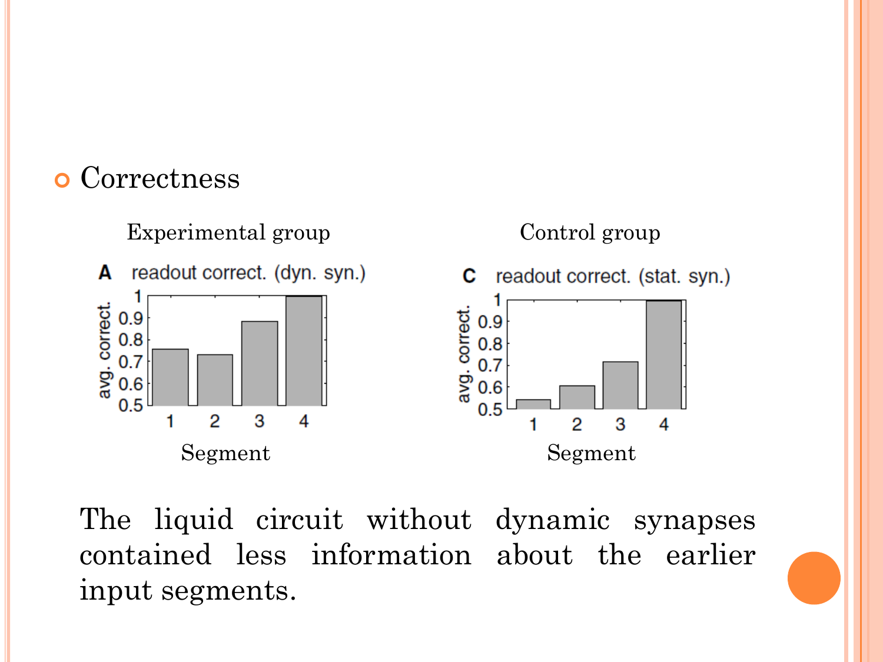- Correctness

Experimental group

Control group

The liquid circuit without dynamic synapses contained less information about the earlier input segments.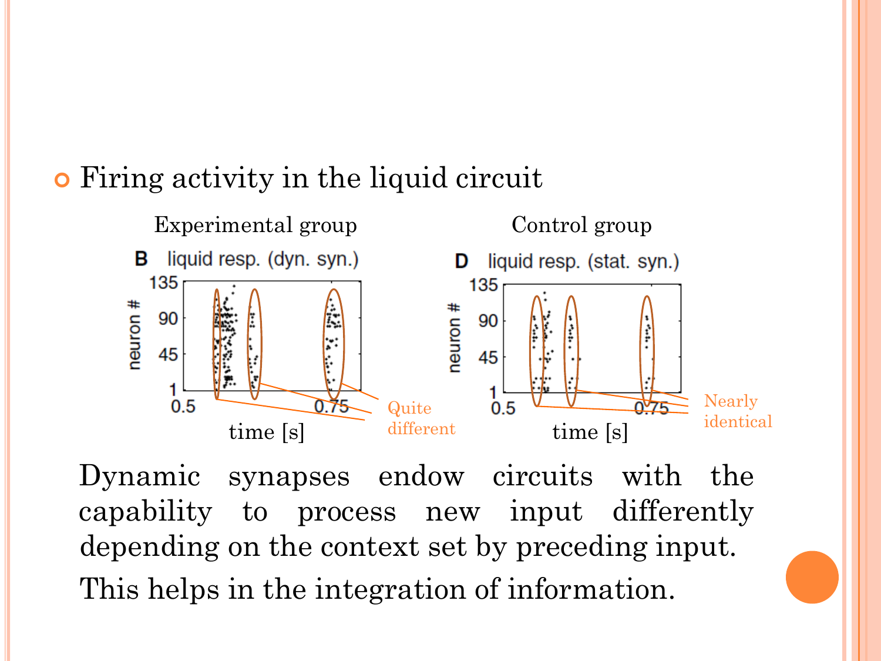- Firing activity in the liquid circuit

Experimental group

**B** liquid resp. (dyn. syn.)

Control group

**D** liquid resp. (stat. syn.)

Quite different

Nearly identical

Dynamic synapses endow circuits with the capability to process new input differently depending on the context set by preceding input.

This helps in the integration of information.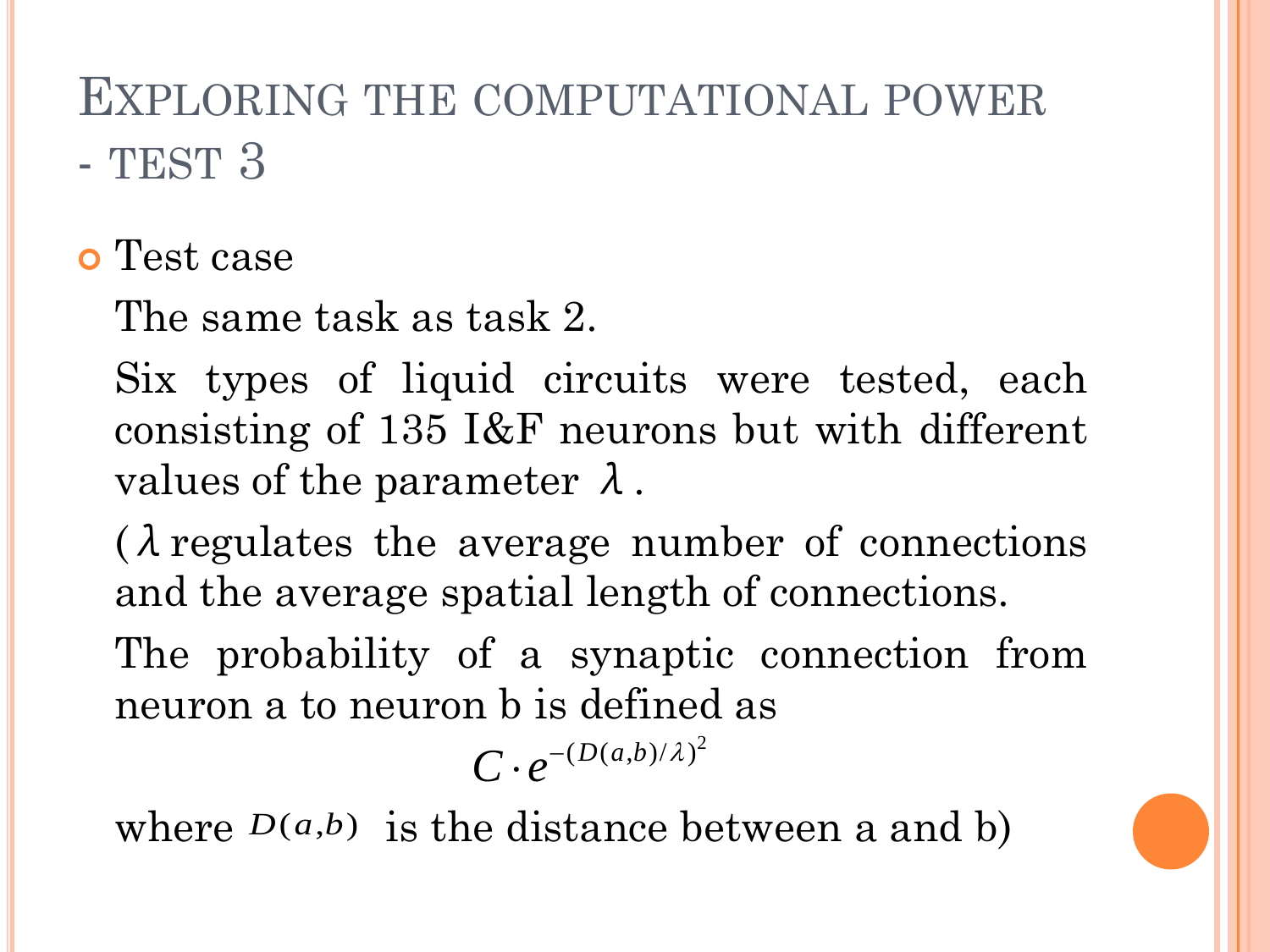# Exploring the computational power - test 3

- Test case

  The same task as task 2.

  Six types of liquid circuits were tested, each consisting of 135 I&F neurons but with different values of the parameter $\lambda$.

  ($\lambda$ regulates the average number of connections and the average spatial length of connections.

  The probability of a synaptic connection from neuron a to neuron b is defined as

  $$C \cdot e^{-(D(a,b)/\lambda)^2}$$

  where $D(a,b)$ is the distance between a and b)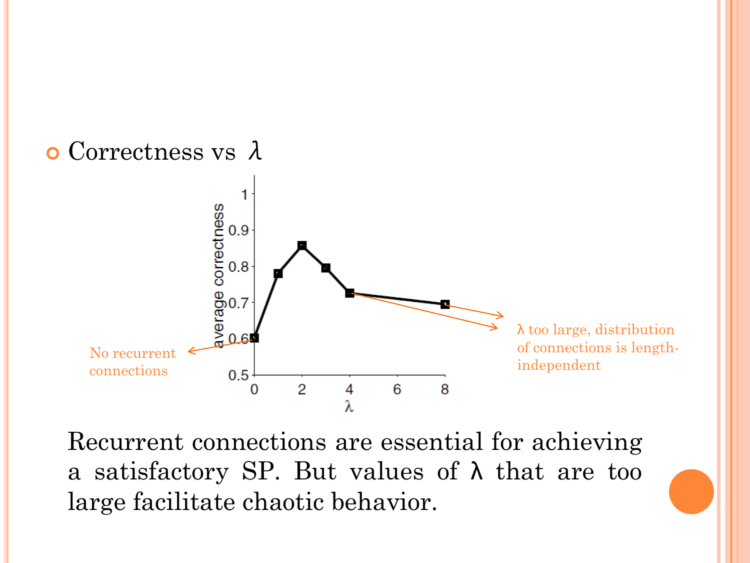- Correctness vs $\lambda$

No recurrent connections

$\lambda$ too large, distribution of connections is length-independent

Recurrent connections are essential for achieving a satisfactory SP. But values of $\lambda$ that are too large facilitate chaotic behavior.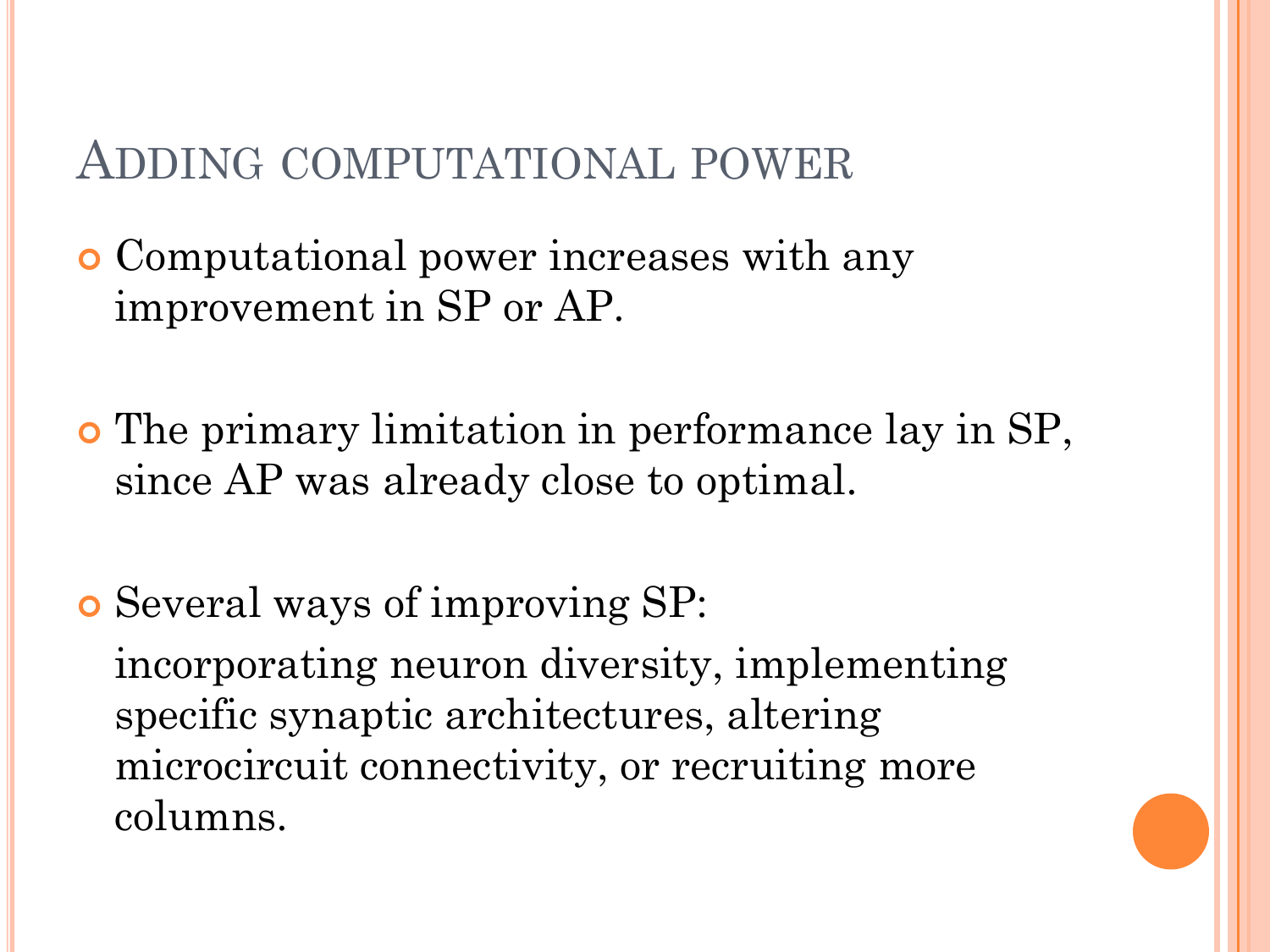# Adding computational power

- Computational power increases with any improvement in SP or AP.

- The primary limitation in performance lay in SP, since AP was already close to optimal.

- Several ways of improving SP:

  incorporating neuron diversity, implementing specific synaptic architectures, altering microcircuit connectivity, or recruiting more columns.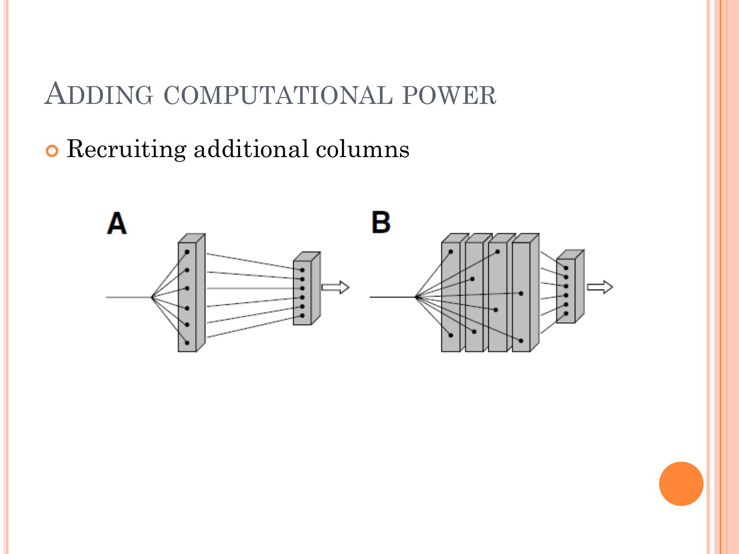## Adding computational power

- Recruiting additional columns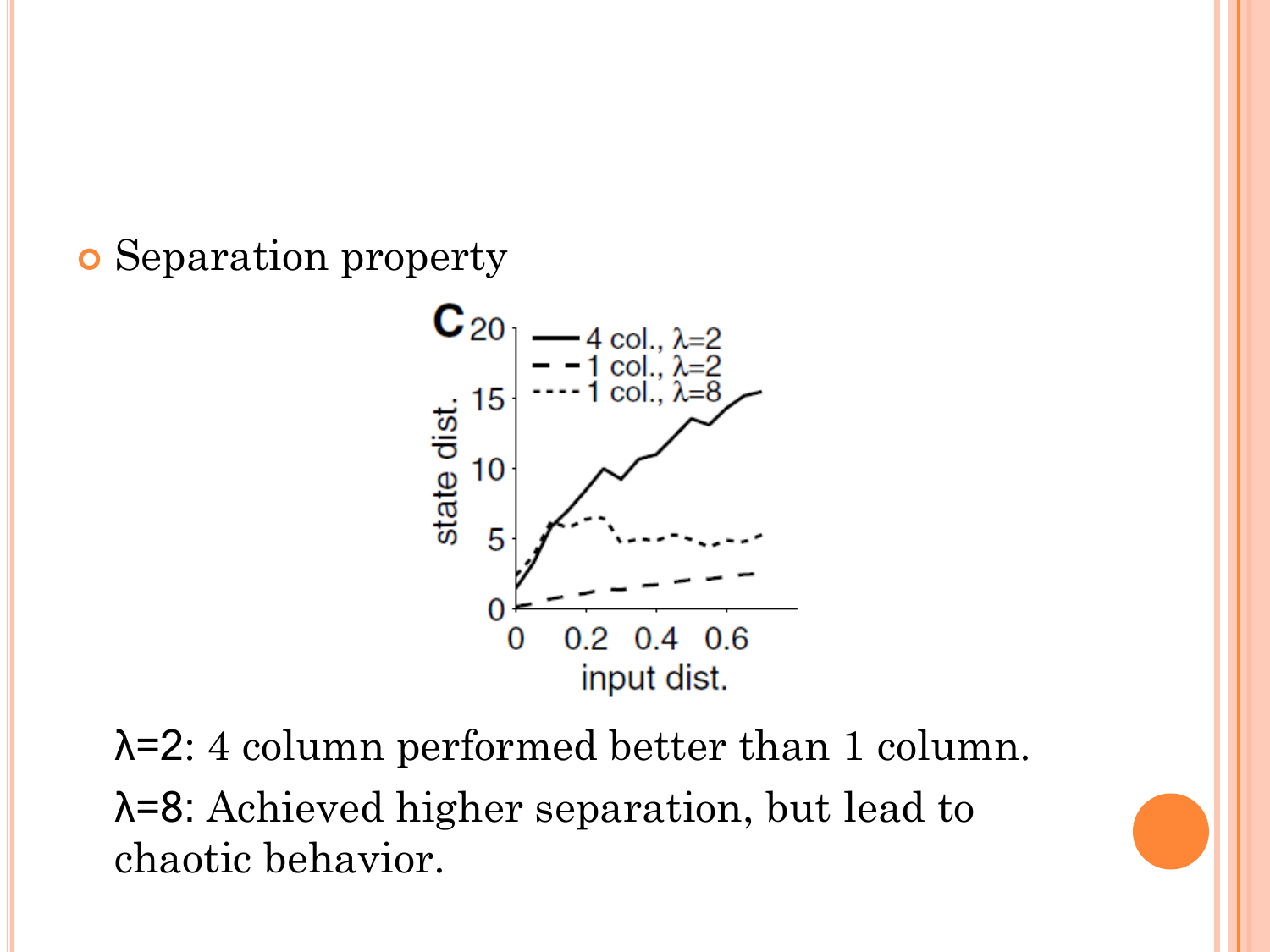- Separation property

λ=2: 4 column performed better than 1 column.

λ=8: Achieved higher separation, but lead to chaotic behavior.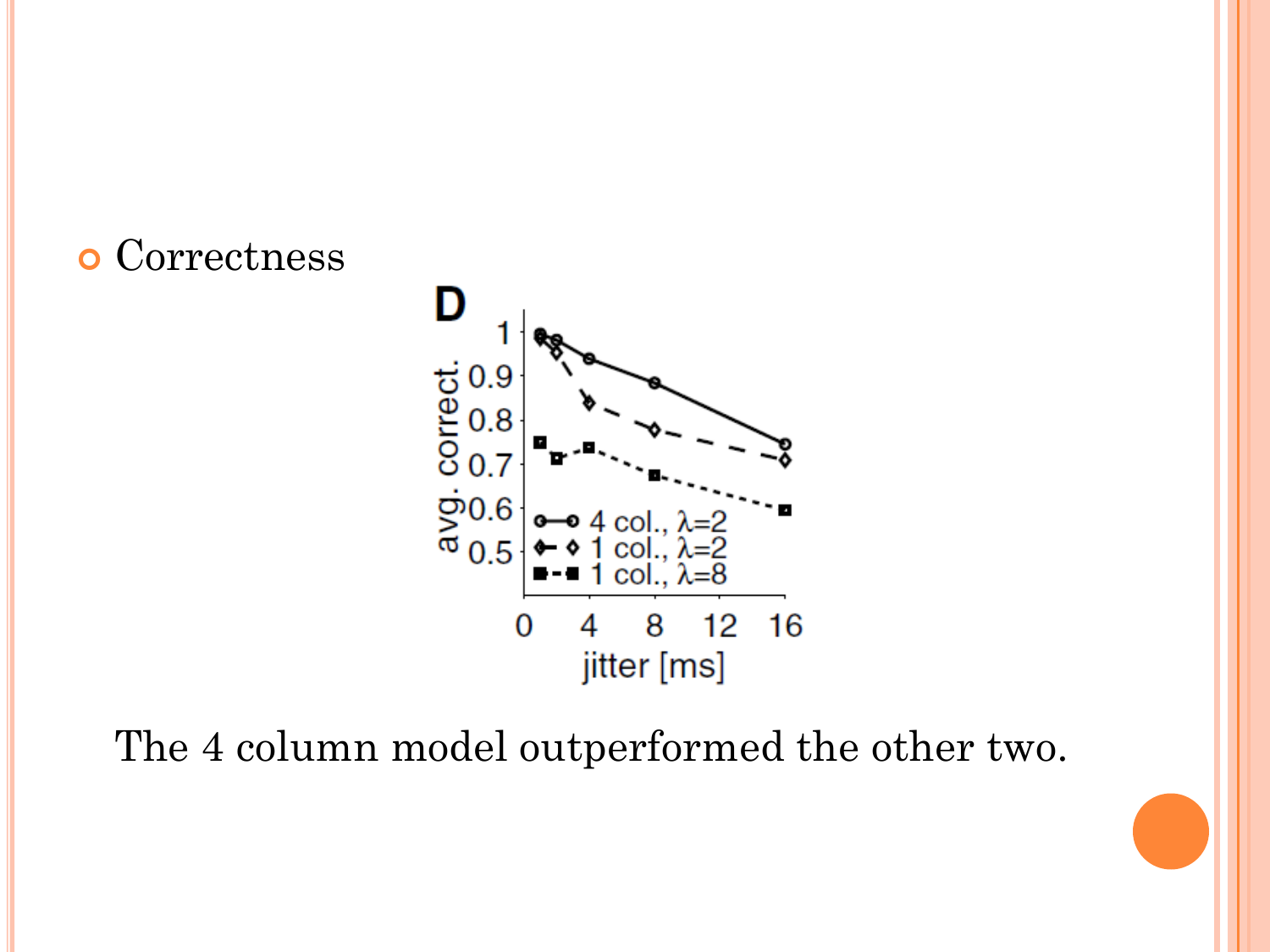- Correctness

The 4 column model outperformed the other two.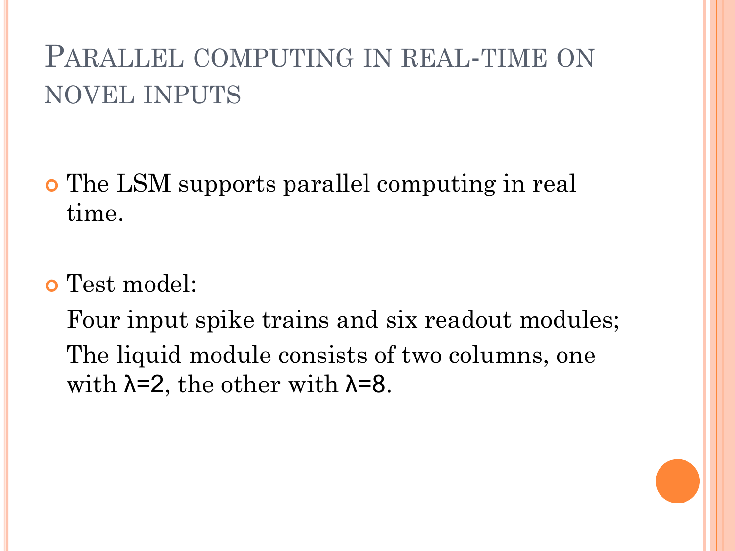# Parallel computing in real-time on novel inputs

- The LSM supports parallel computing in real time.

- Test model:

  Four input spike trains and six readout modules;

  The liquid module consists of two columns, one with $\lambda$=2, the other with $\lambda$=8.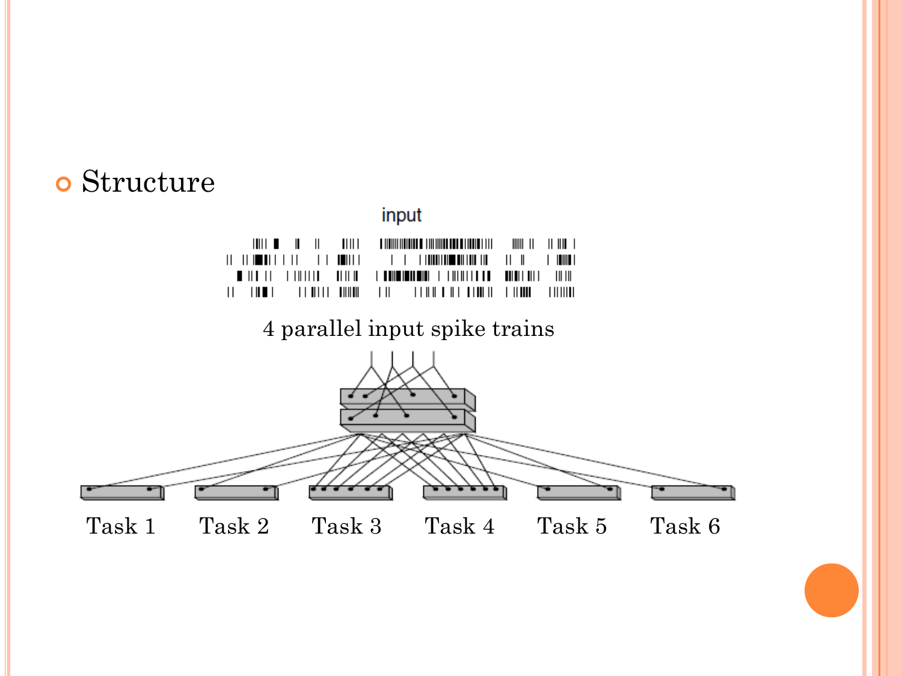- Structure

input

4 parallel input spike trains

Task 1 Task 2 Task 3 Task 4 Task 5 Task 6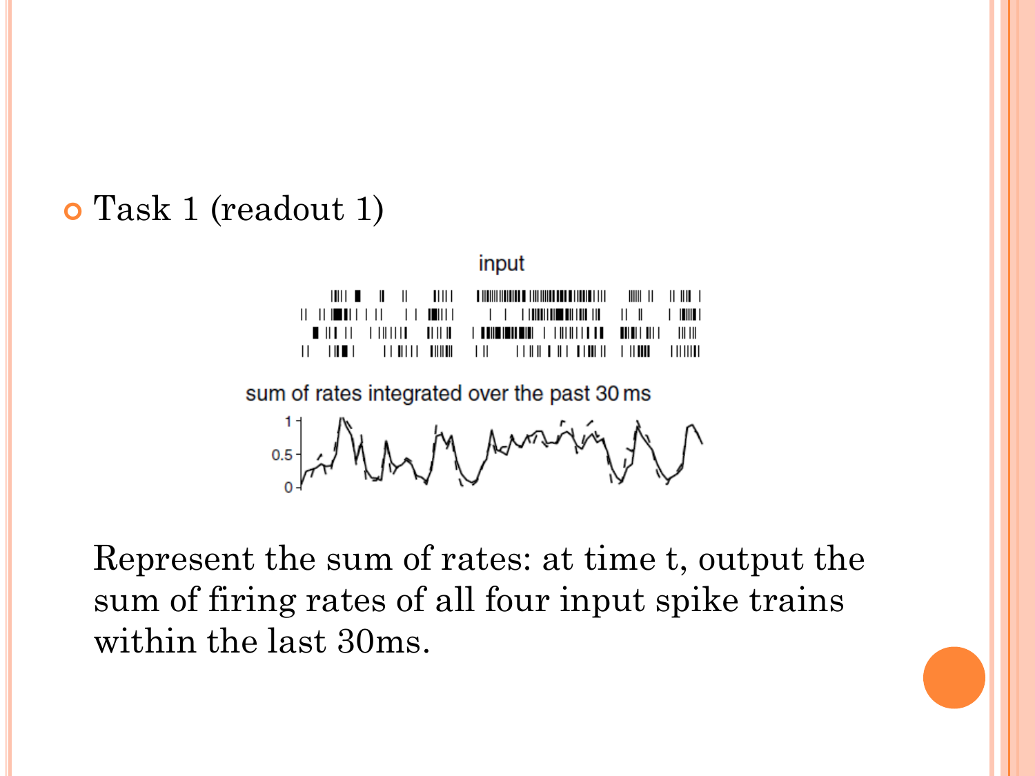- Task 1 (readout 1)

Represent the sum of rates: at time t, output the sum of firing rates of all four input spike trains within the last 30ms.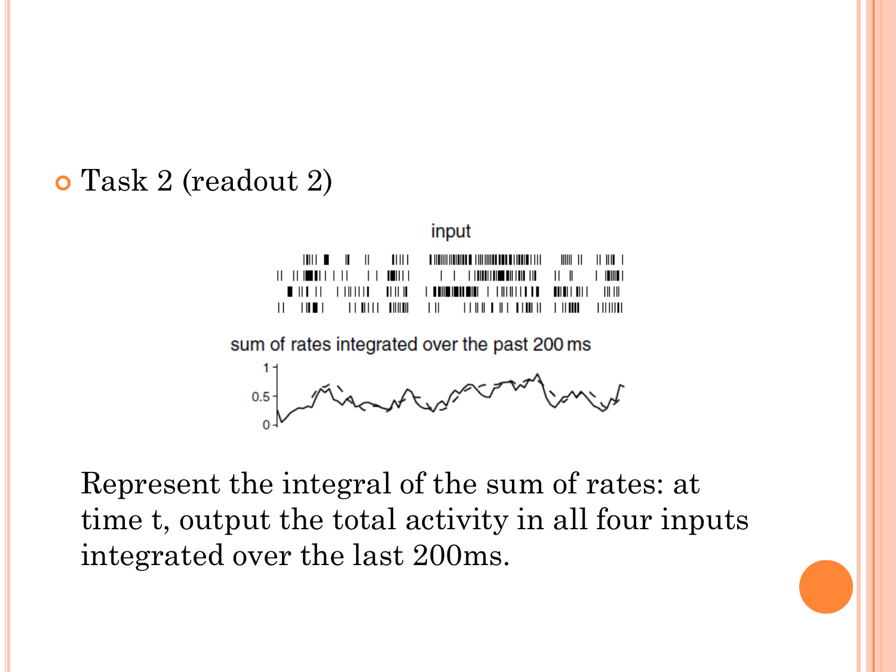- Task 2 (readout 2)

input

sum of rates integrated over the past 200 ms

Represent the integral of the sum of rates: at time t, output the total activity in all four inputs integrated over the last 200ms.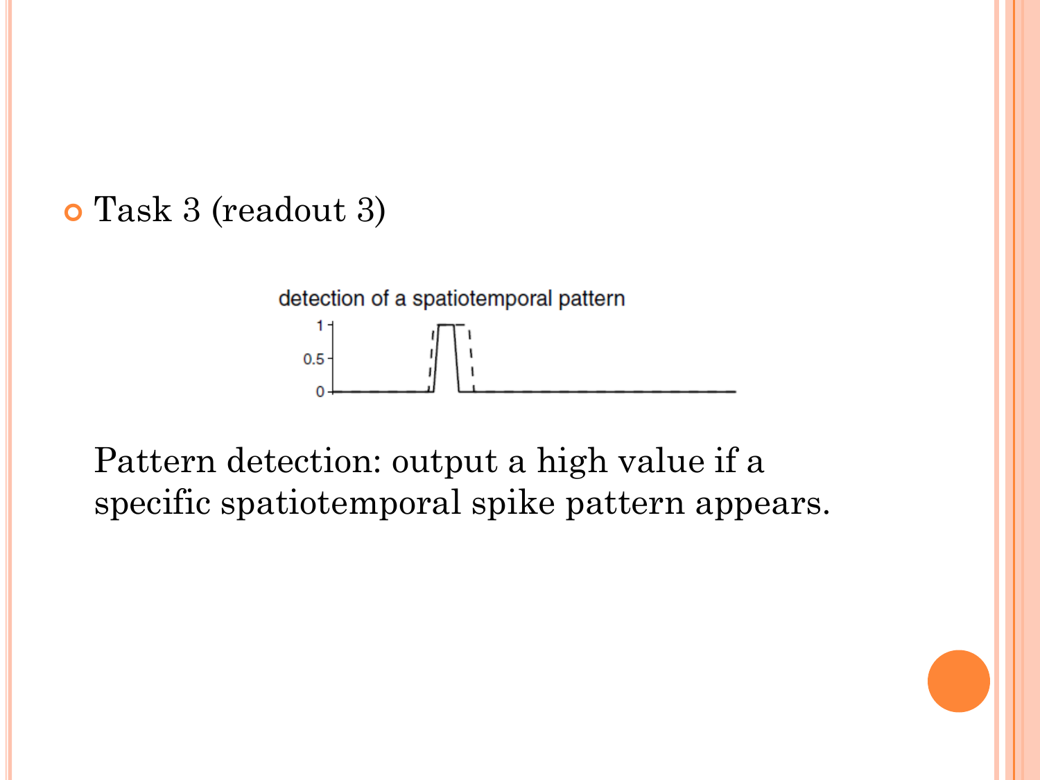- Task 3 (readout 3)

detection of a spatiotemporal pattern

Pattern detection: output a high value if a specific spatiotemporal spike pattern appears.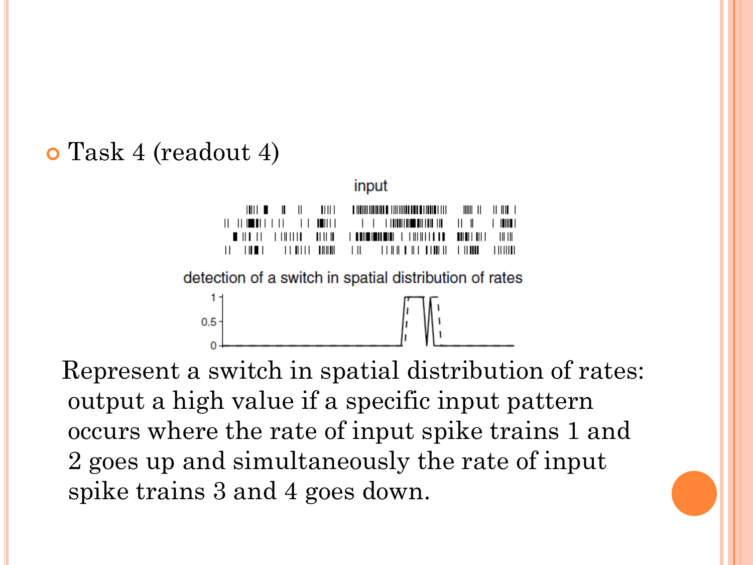- Task 4 (readout 4)

input

detection of a switch in spatial distribution of rates

Represent a switch in spatial distribution of rates: output a high value if a specific input pattern occurs where the rate of input spike trains 1 and 2 goes up and simultaneously the rate of input spike trains 3 and 4 goes down.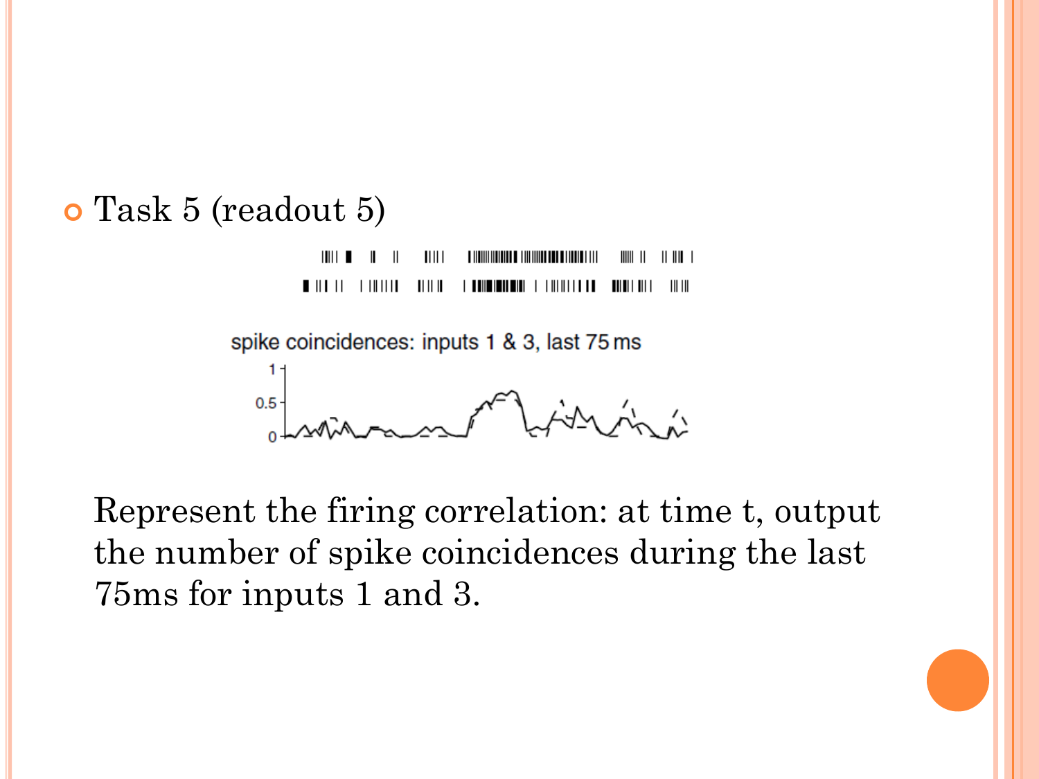- Task 5 (readout 5)

spike coincidences: inputs 1 & 3, last 75 ms

Represent the firing correlation: at time t, output the number of spike coincidences during the last 75ms for inputs 1 and 3.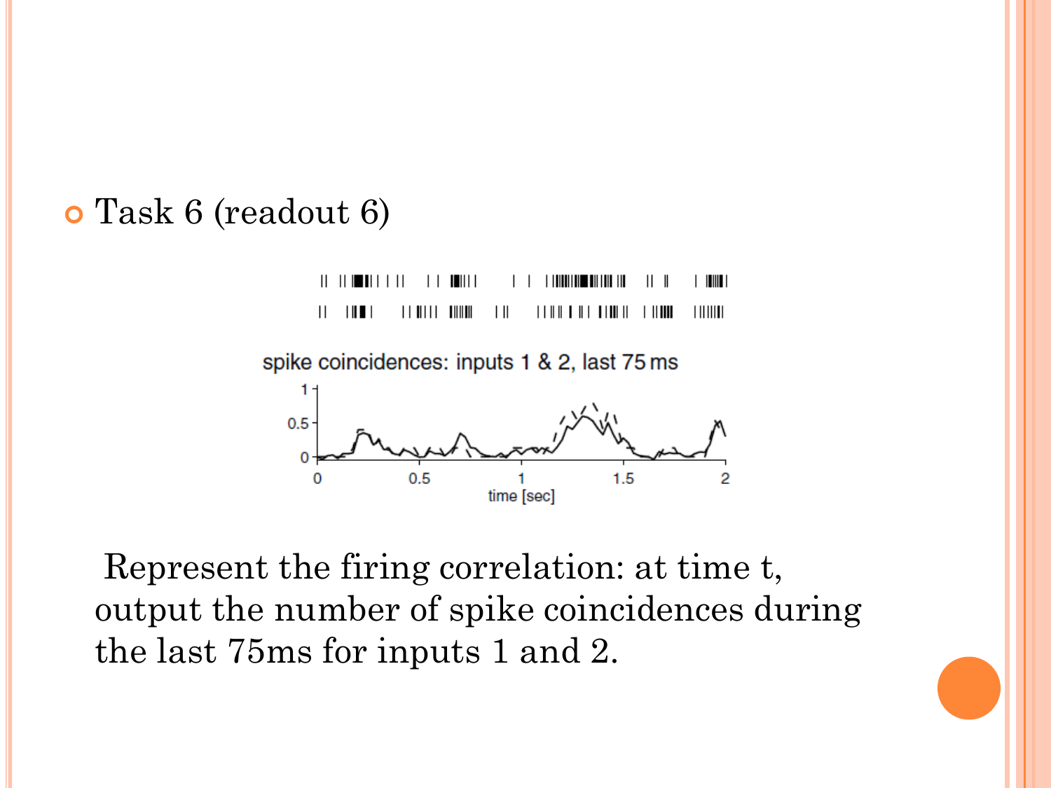- Task 6 (readout 6)

spike coincidences: inputs 1 & 2, last 75 ms

Represent the firing correlation: at time t, output the number of spike coincidences during the last 75ms for inputs 1 and 2.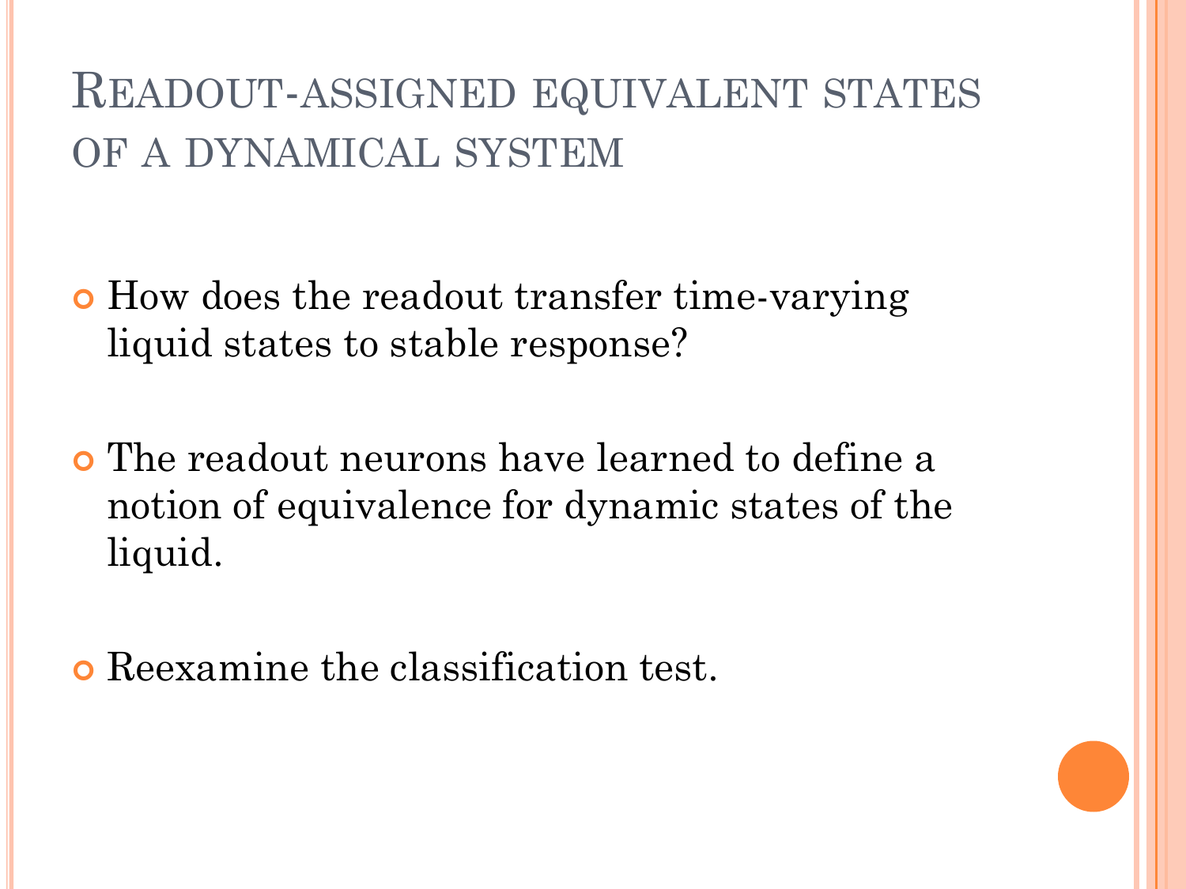# Readout-assigned equivalent states of a dynamical system

- How does the readout transfer time-varying liquid states to stable response?
- The readout neurons have learned to define a notion of equivalence for dynamic states of the liquid.
- Reexamine the classification test.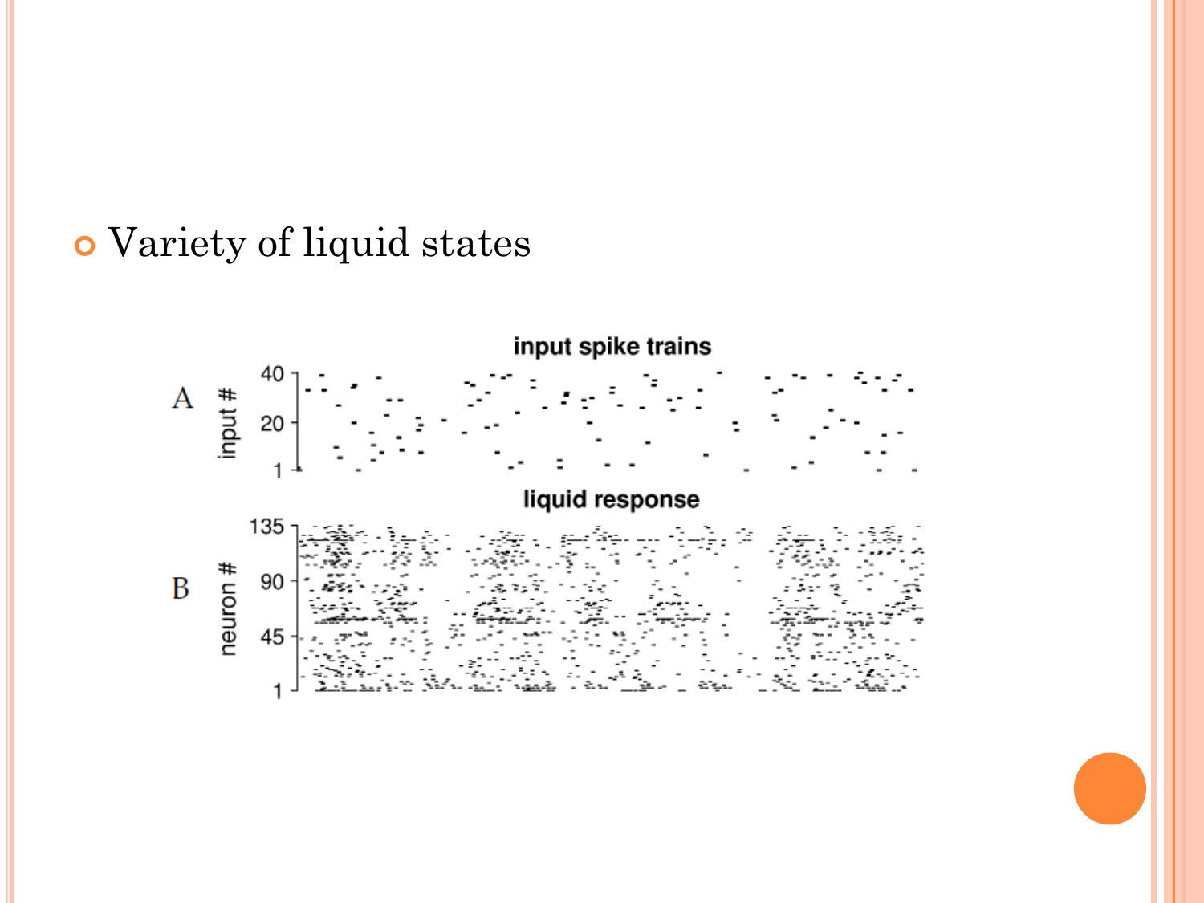- Variety of liquid states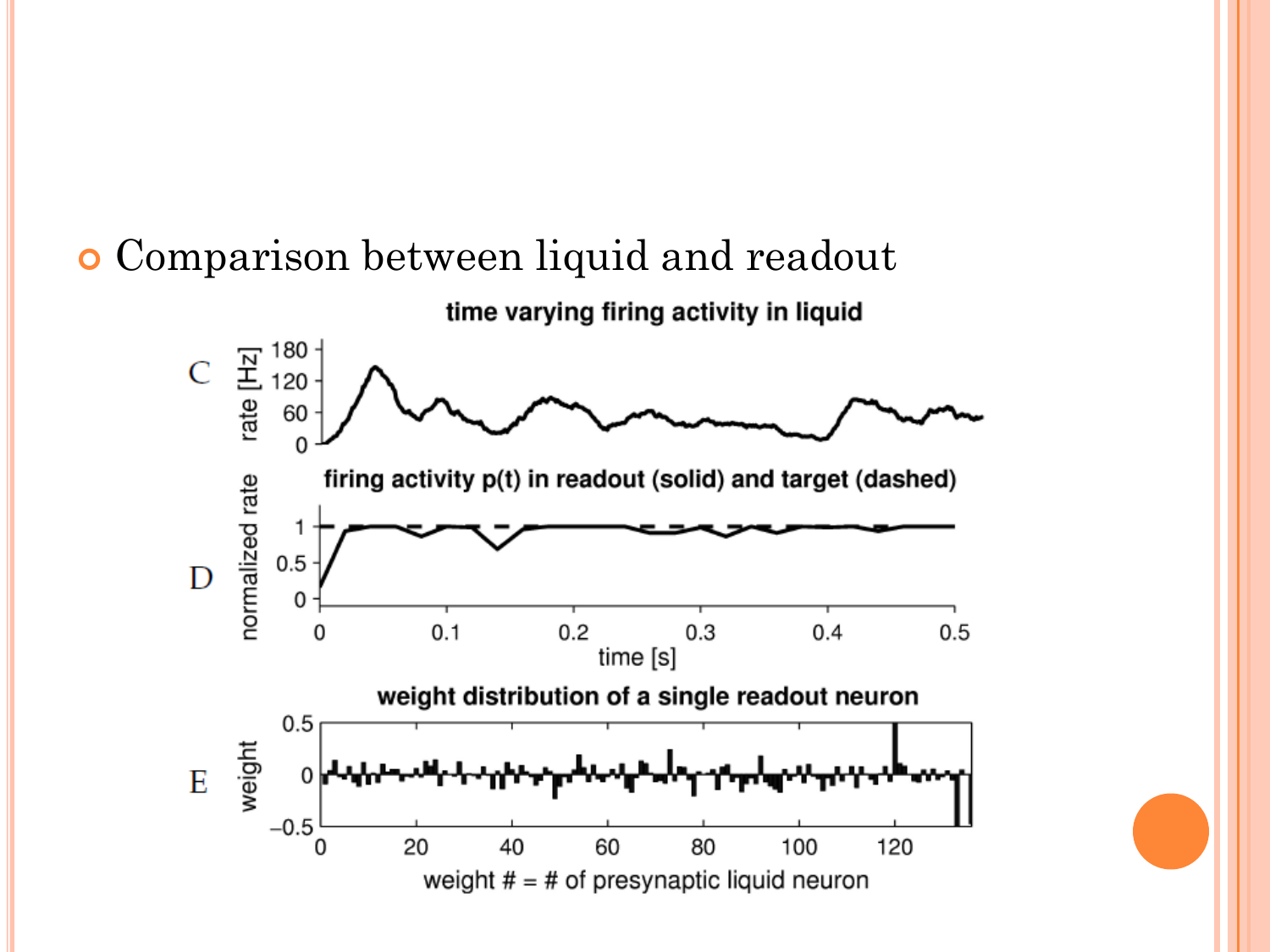- Comparison between liquid and readout

C — time varying firing activity in liquid

D — firing activity p(t) in readout (solid) and target (dashed)

E — weight distribution of a single readout neuron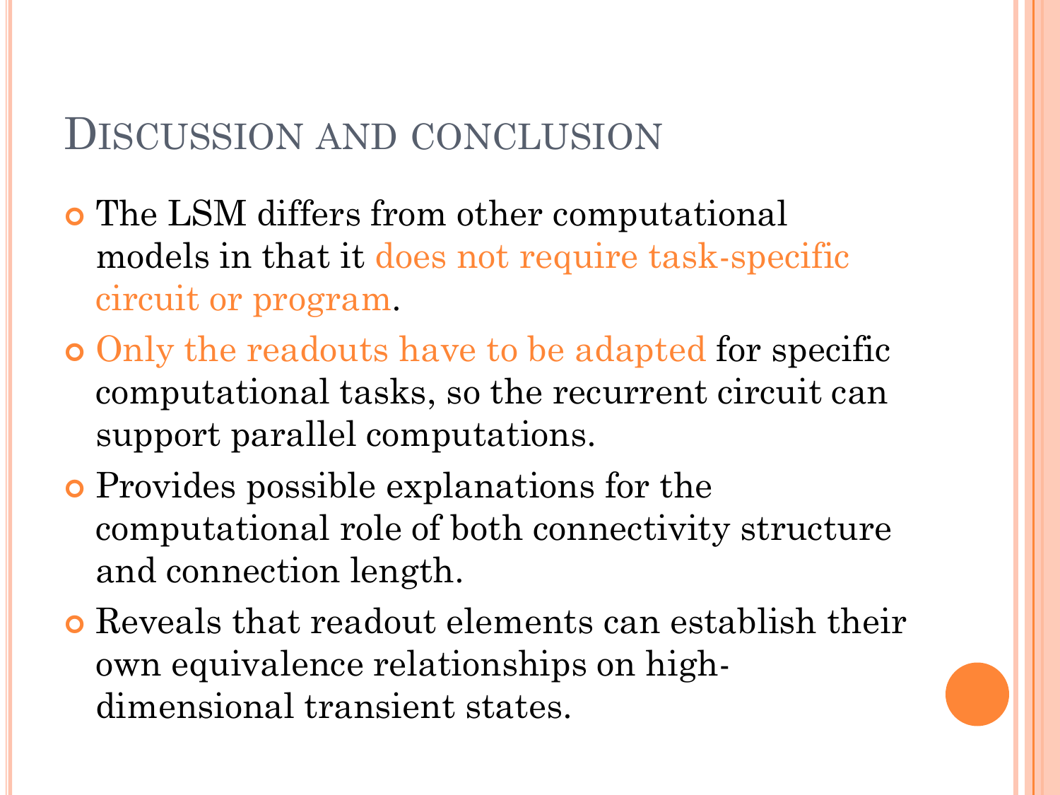# Discussion and conclusion

- The LSM differs from other computational models in that it does not require task-specific circuit or program.
- Only the readouts have to be adapted for specific computational tasks, so the recurrent circuit can support parallel computations.
- Provides possible explanations for the computational role of both connectivity structure and connection length.
- Reveals that readout elements can establish their own equivalence relationships on high-dimensional transient states.